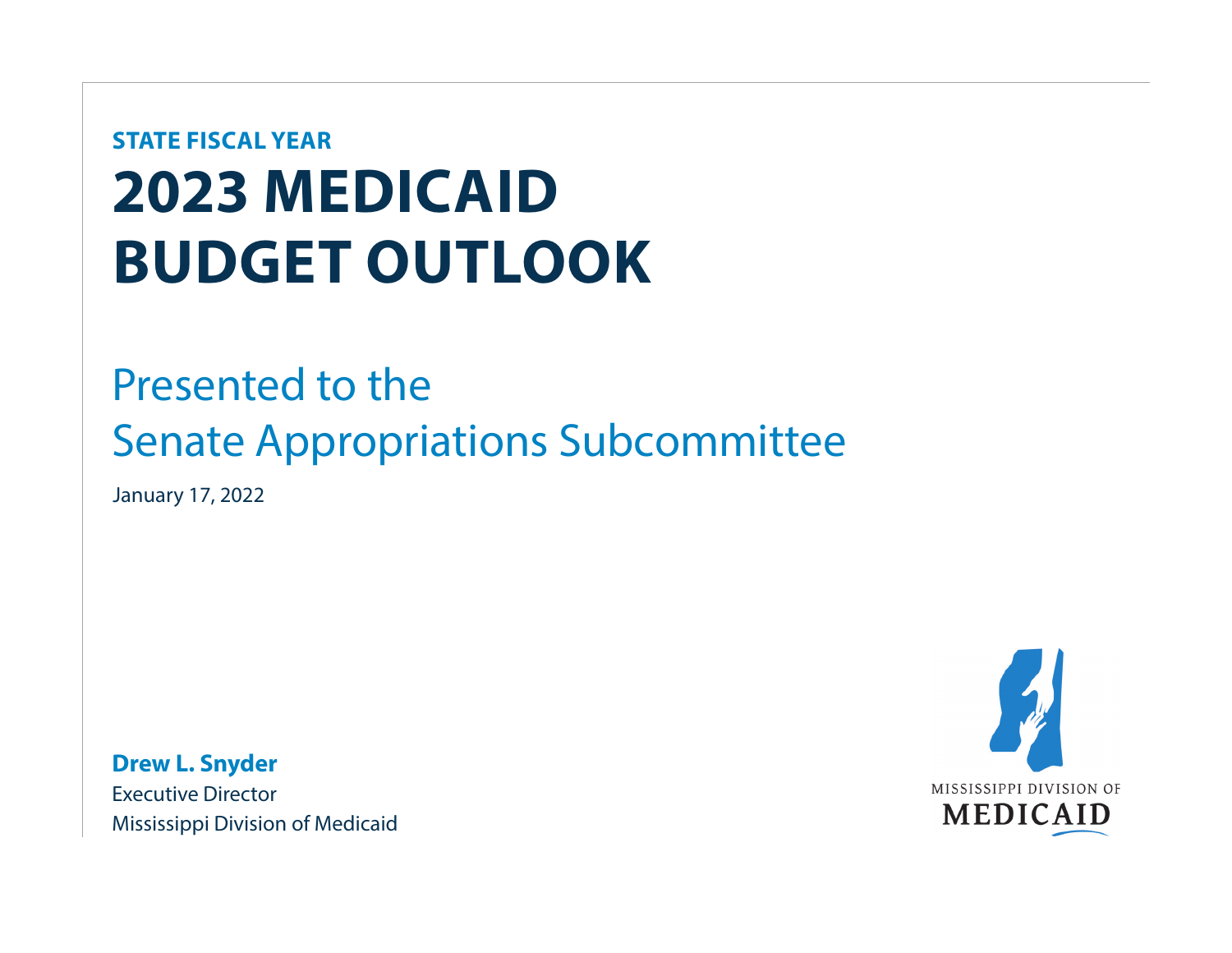STATE FISCAL YEAR

# 2023 MEDICAID BUDGET OUTLOOK

## Presented to the Senate Appropriations Subcommittee

January 17, 2022

**Drew L. Snyder**
Executive Director
Mississippi Division of Medicaid

MISSISSIPPI DIVISION OF MEDICAID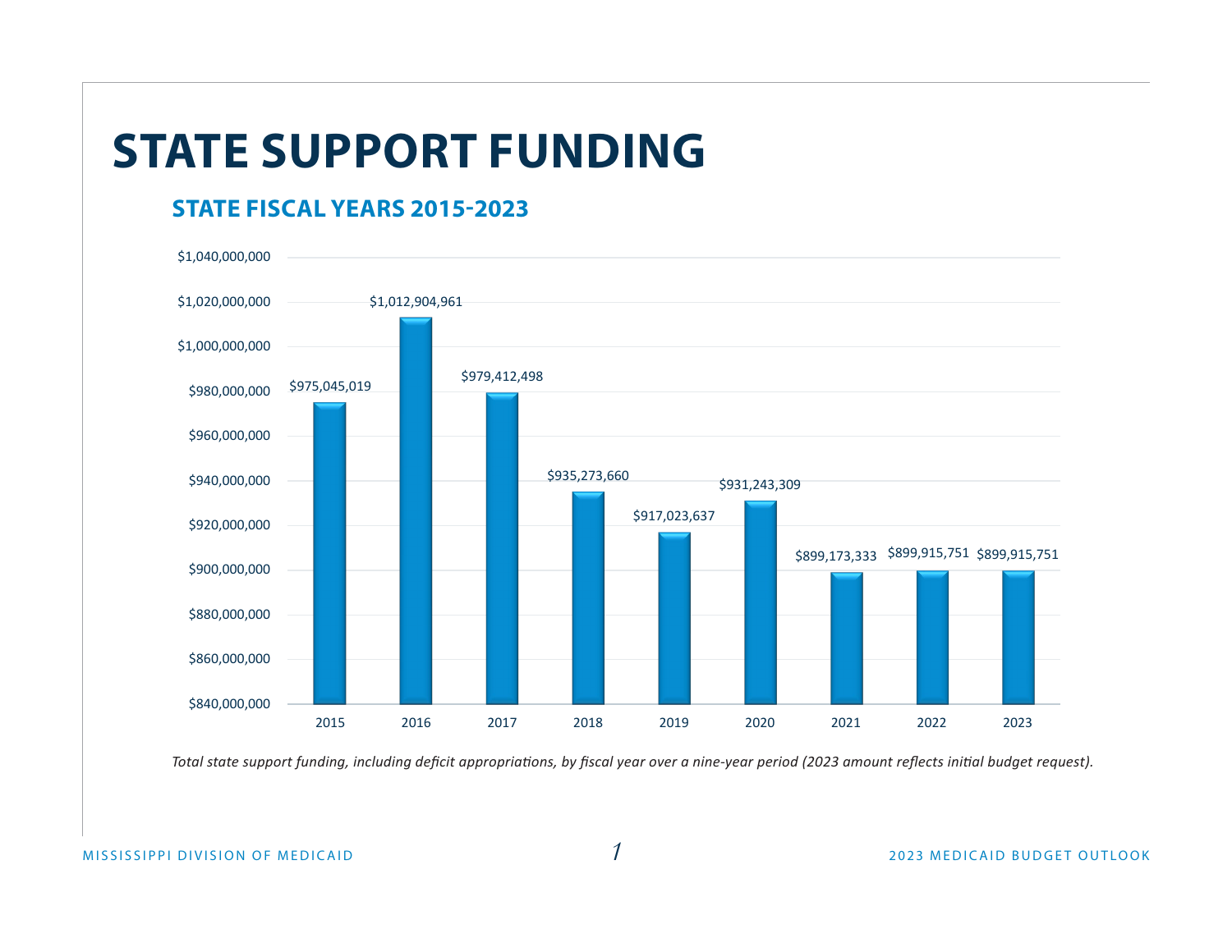# STATE SUPPORT FUNDING

## STATE FISCAL YEARS 2015-2023

| Fiscal Year | State Support Funding |
|---|---|
| 2015 | $975,045,019 |
| 2016 | $1,012,904,961 |
| 2017 | $979,412,498 |
| 2018 | $935,273,660 |
| 2019 | $917,023,637 |
| 2020 | $931,243,309 |
| 2021 | $899,173,333 |
| 2022 | $899,915,751 |
| 2023 | $899,915,751 |

*Total state support funding, including deficit appropriations, by fiscal year over a nine-year period (2023 amount reflects initial budget request).*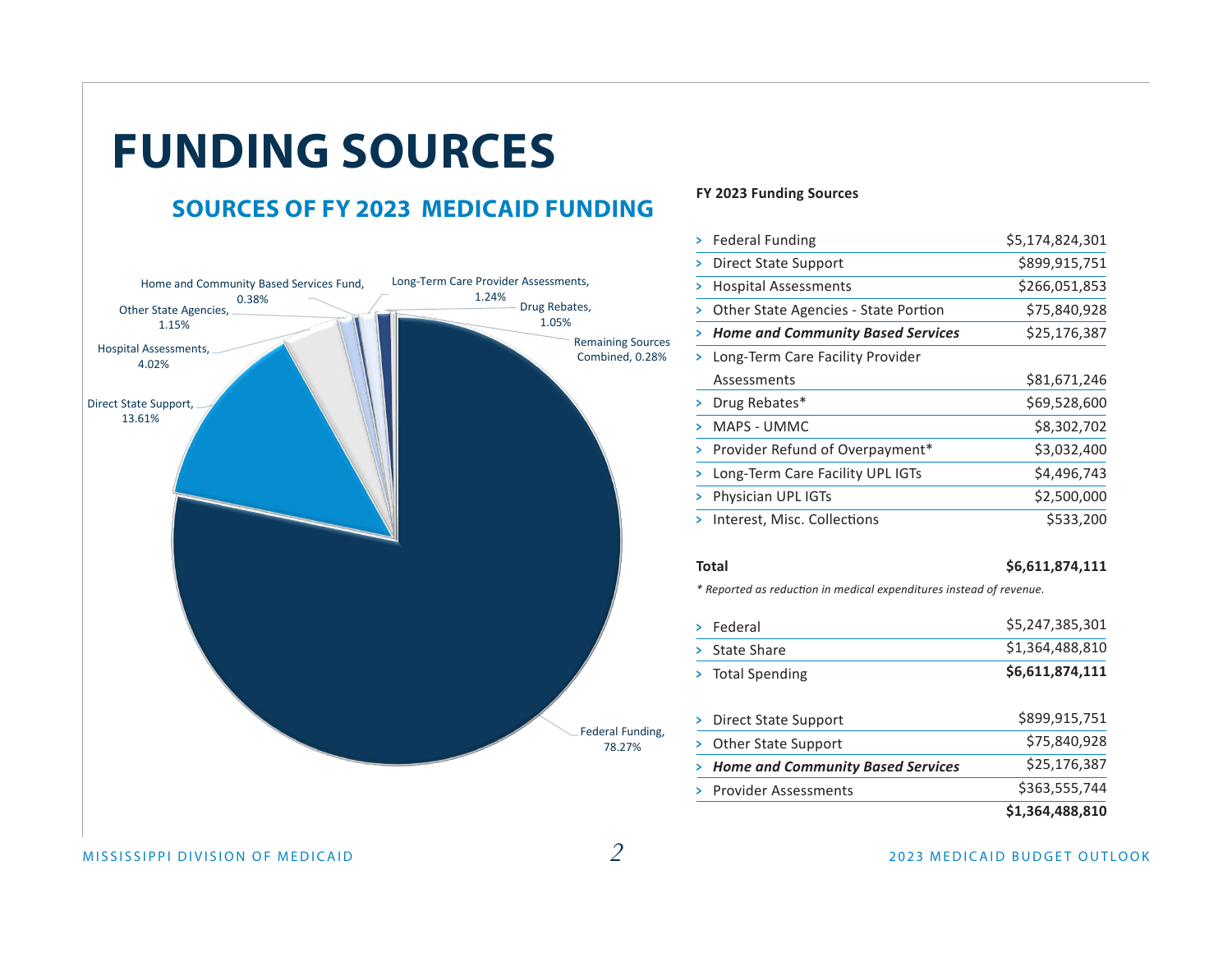# FUNDING SOURCES

## SOURCES OF FY 2023 MEDICAID FUNDING

Home and Community Based Services Fund, 0.38%
Long-Term Care Provider Assessments, 1.24%
Other State Agencies, 1.15%
Drug Rebates, 1.05%
Hospital Assessments, 4.02%
Remaining Sources Combined, 0.28%
Direct State Support, 13.61%
Federal Funding, 78.27%

**FY 2023 Funding Sources**

| | |
|---|---|
| Federal Funding | $5,174,824,301 |
| Direct State Support | $899,915,751 |
| Hospital Assessments | $266,051,853 |
| Other State Agencies - State Portion | $75,840,928 |
| ***Home and Community Based Services*** | $25,176,387 |
| Long-Term Care Facility Provider Assessments | $81,671,246 |
| Drug Rebates* | $69,528,600 |
| MAPS - UMMC | $8,302,702 |
| Provider Refund of Overpayment* | $3,032,400 |
| Long-Term Care Facility UPL IGTs | $4,496,743 |
| Physician UPL IGTs | $2,500,000 |
| Interest, Misc. Collections | $533,200 |
| **Total** | **$6,611,874,111** |

*\* Reported as reduction in medical expenditures instead of revenue.*

| | |
|---|---|
| Federal | $5,247,385,301 |
| State Share | $1,364,488,810 |
| Total Spending | **$6,611,874,111** |

| | |
|---|---|
| Direct State Support | $899,915,751 |
| Other State Support | $75,840,928 |
| ***Home and Community Based Services*** | $25,176,387 |
| Provider Assessments | $363,555,744 |
| | **$1,364,488,810** |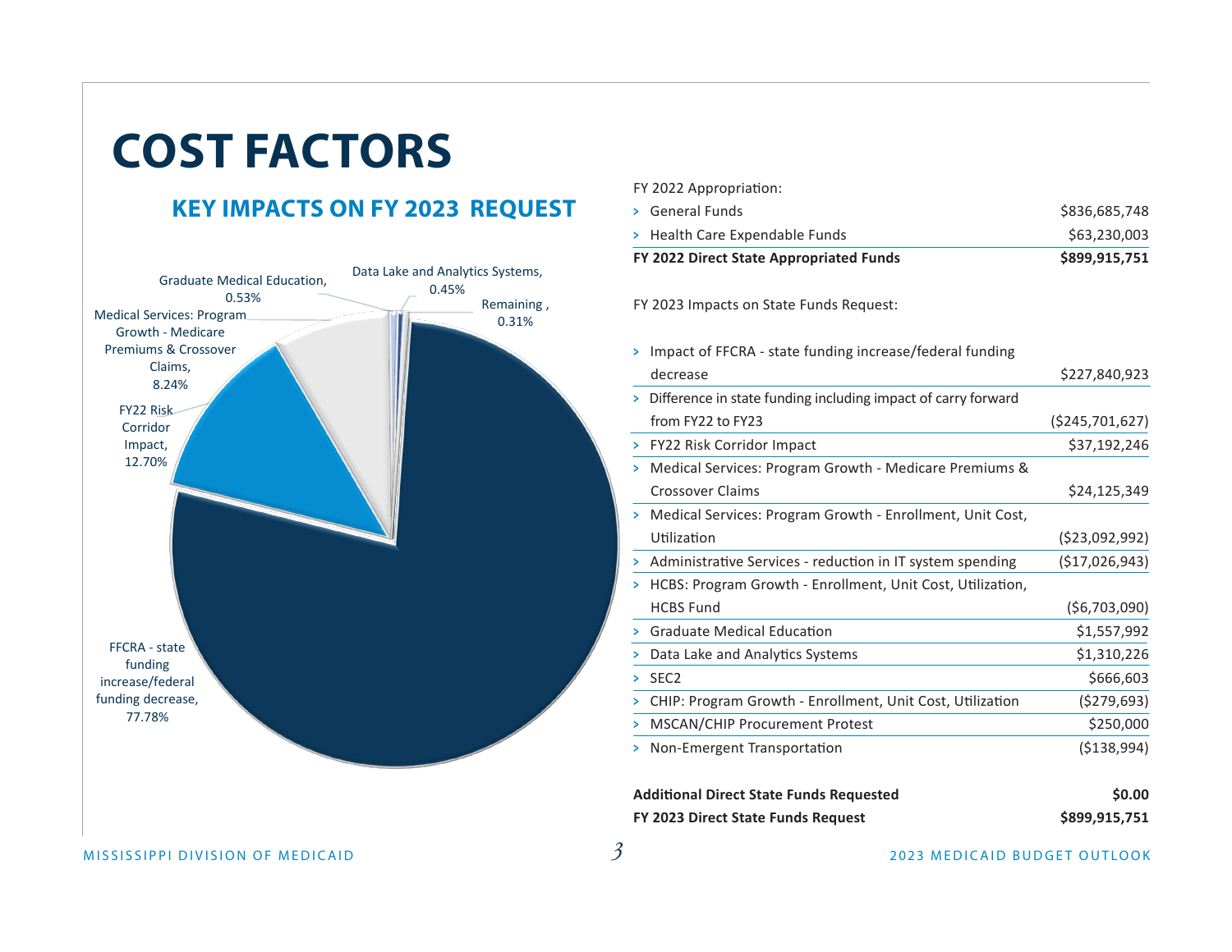# COST FACTORS

## KEY IMPACTS ON FY 2023 REQUEST

FFCRA - state funding increase/federal funding decrease, 77.78%
FY22 Risk Corridor Impact, 12.70%
Medical Services: Program Growth - Medicare Premiums & Crossover Claims, 8.24%
Graduate Medical Education, 0.53%
Data Lake and Analytics Systems, 0.45%
Remaining, 0.31%

| FY 2022 Appropriation: | |
|---|---|
| > General Funds | $836,685,748 |
| > Health Care Expendable Funds | $63,230,003 |
| **FY 2022 Direct State Appropriated Funds** | **$899,915,751** |

| FY 2023 Impacts on State Funds Request: | |
|---|---|
| > Impact of FFCRA - state funding increase/federal funding decrease | $227,840,923 |
| > Difference in state funding including impact of carry forward from FY22 to FY23 | ($245,701,627) |
| > FY22 Risk Corridor Impact | $37,192,246 |
| > Medical Services: Program Growth - Medicare Premiums & Crossover Claims | $24,125,349 |
| > Medical Services: Program Growth - Enrollment, Unit Cost, Utilization | ($23,092,992) |
| > Administrative Services - reduction in IT system spending | ($17,026,943) |
| > HCBS: Program Growth - Enrollment, Unit Cost, Utilization, HCBS Fund | ($6,703,090) |
| > Graduate Medical Education | $1,557,992 |
| > Data Lake and Analytics Systems | $1,310,226 |
| > SEC2 | $666,603 |
| > CHIP: Program Growth - Enrollment, Unit Cost, Utilization | ($279,693) |
| > MSCAN/CHIP Procurement Protest | $250,000 |
| > Non-Emergent Transportation | ($138,994) |
| **Additional Direct State Funds Requested** | **$0.00** |
| **FY 2023 Direct State Funds Request** | **$899,915,751** |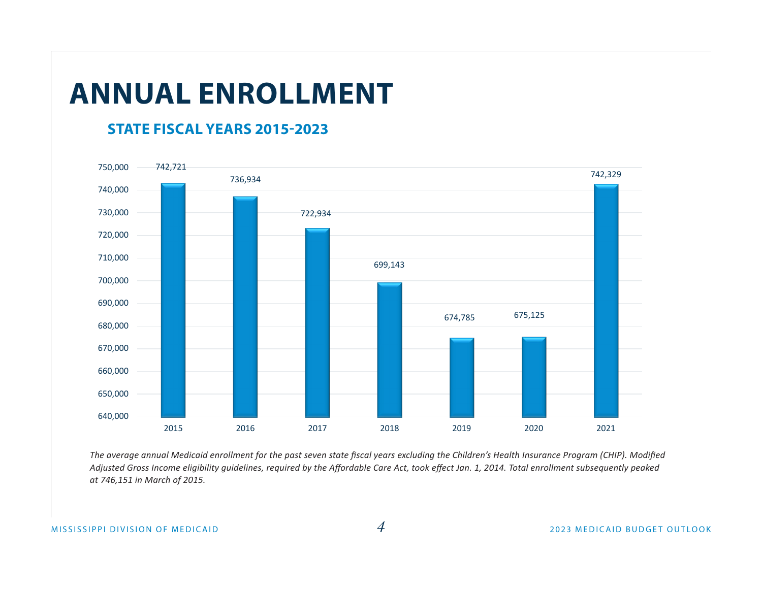# ANNUAL ENROLLMENT

## STATE FISCAL YEARS 2015-2023

| Year | Enrollment |
| --- | --- |
| 2015 | 742,721 |
| 2016 | 736,934 |
| 2017 | 722,934 |
| 2018 | 699,143 |
| 2019 | 674,785 |
| 2020 | 675,125 |
| 2021 | 742,329 |

*The average annual Medicaid enrollment for the past seven state fiscal years excluding the Children's Health Insurance Program (CHIP). Modified Adjusted Gross Income eligibility guidelines, required by the Affordable Care Act, took effect Jan. 1, 2014. Total enrollment subsequently peaked at 746,151 in March of 2015.*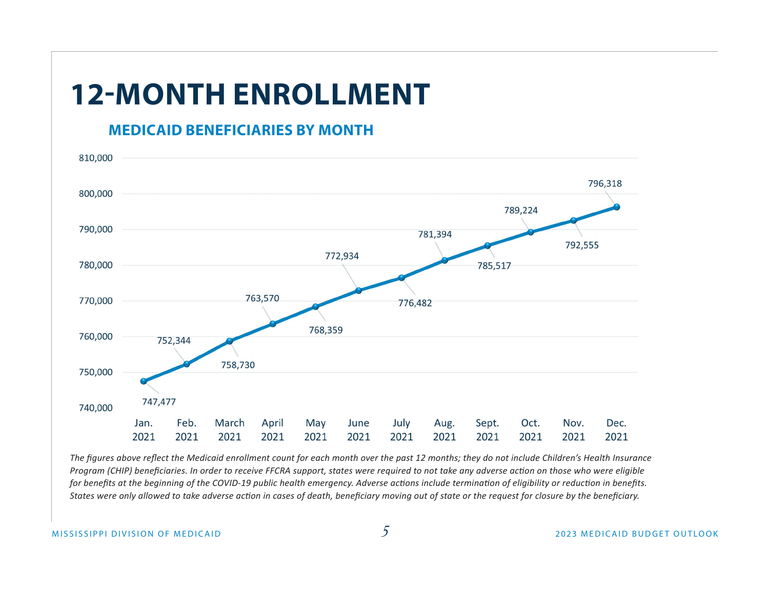# 12-MONTH ENROLLMENT

## MEDICAID BENEFICIARIES BY MONTH

810,000
800,000
790,000
780,000
770,000
760,000
750,000
740,000

Jan. 2021
Feb. 2021
March 2021
April 2021
May 2021
June 2021
July 2021
Aug. 2021
Sept. 2021
Oct. 2021
Nov. 2021
Dec. 2021

747,477
752,344
758,730
763,570
768,359
772,934
776,482
781,394
785,517
789,224
792,555
796,318

*The figures above reflect the Medicaid enrollment count for each month over the past 12 months; they do not include Children's Health Insurance Program (CHIP) beneficiaries. In order to receive FFCRA support, states were required to not take any adverse action on those who were eligible for benefits at the beginning of the COVID-19 public health emergency. Adverse actions include termination of eligibility or reduction in benefits. States were only allowed to take adverse action in cases of death, beneficiary moving out of state or the request for closure by the beneficiary.*